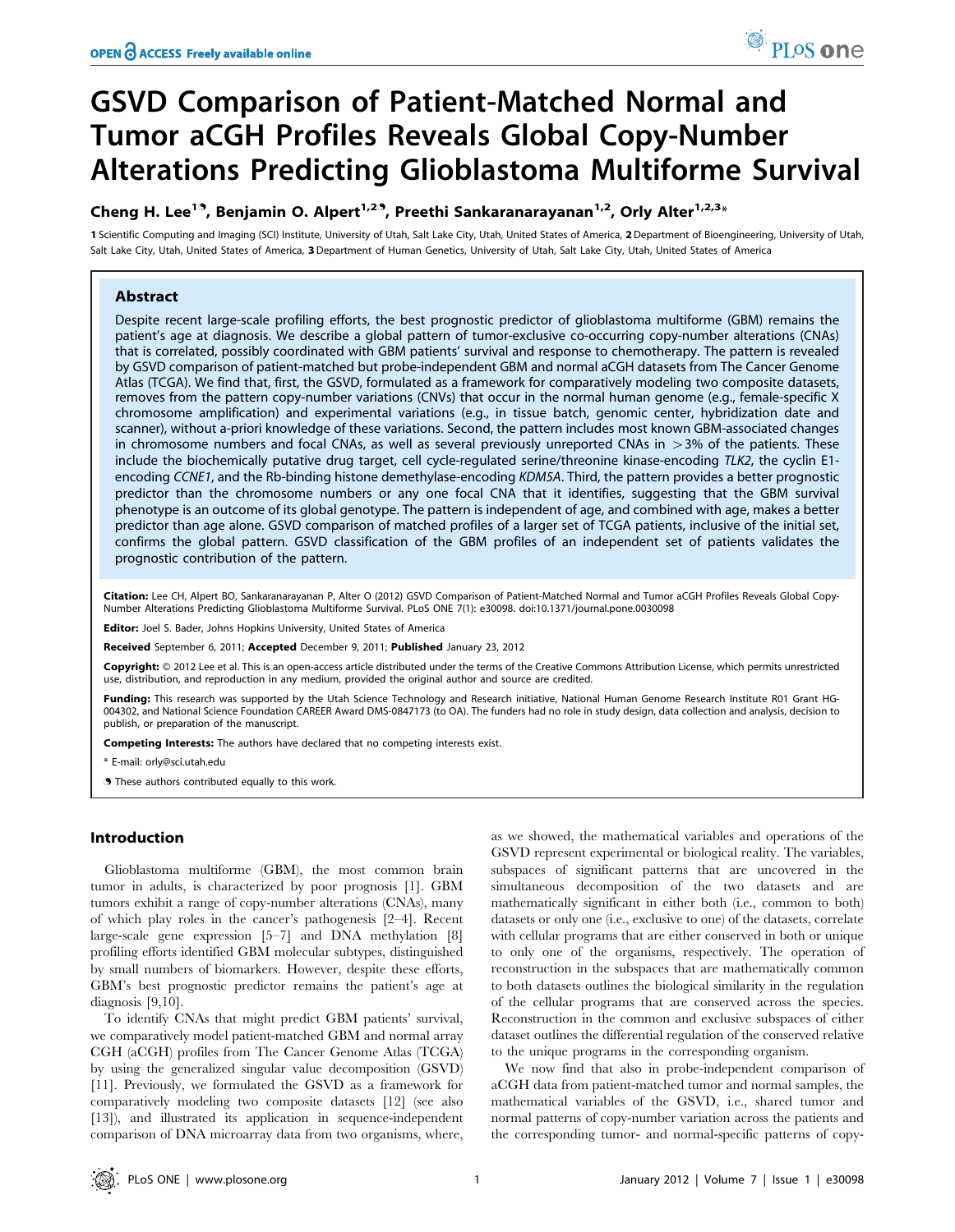# GSVD Comparison of Patient-Matched Normal and Tumor aCGH Profiles Reveals Global Copy-Number Alterations Predicting Glioblastoma Multiforme Survival

**Cheng H. Lee[1,9], Benjamin O. Alpert[1,2,9], Preethi Sankaranarayanan[1,2], Orly Alter[1,2,3]***

1 Scientific Computing and Imaging (SCI) Institute, University of Utah, Salt Lake City, Utah, United States of America, 2 Department of Bioengineering, University of Utah, Salt Lake City, Utah, United States of America, 3 Department of Human Genetics, University of Utah, Salt Lake City, Utah, United States of America

## Abstract

Despite recent large-scale profiling efforts, the best prognostic predictor of glioblastoma multiforme (GBM) remains the patient's age at diagnosis. We describe a global pattern of tumor-exclusive co-occurring copy-number alterations (CNAs) that is correlated, possibly coordinated with GBM patients' survival and response to chemotherapy. The pattern is revealed by GSVD comparison of patient-matched but probe-independent GBM and normal aCGH datasets from The Cancer Genome Atlas (TCGA). We find that, first, the GSVD, formulated as a framework for comparatively modeling two composite datasets, removes from the pattern copy-number variations (CNVs) that occur in the normal human genome (e.g., female-specific X chromosome amplification) and experimental variations (e.g., in tissue batch, genomic center, hybridization date and scanner), without a-priori knowledge of these variations. Second, the pattern includes most known GBM-associated changes in chromosome numbers and focal CNAs, as well as several previously unreported CNAs in >3% of the patients. These include the biochemically putative drug target, cell cycle-regulated serine/threonine kinase-encoding *TLK2*, the cyclin E1-encoding *CCNE1*, and the Rb-binding histone demethylase-encoding *KDM5A*. Third, the pattern provides a better prognostic predictor than the chromosome numbers or any one focal CNA that it identifies, suggesting that the GBM survival phenotype is an outcome of its global genotype. The pattern is independent of age, and combined with age, makes a better predictor than age alone. GSVD comparison of matched profiles of a larger set of TCGA patients, inclusive of the initial set, confirms the global pattern. GSVD classification of the GBM profiles of an independent set of patients validates the prognostic contribution of the pattern.

**Citation:** Lee CH, Alpert BO, Sankaranarayanan P, Alter O (2012) GSVD Comparison of Patient-Matched Normal and Tumor aCGH Profiles Reveals Global Copy-Number Alterations Predicting Glioblastoma Multiforme Survival. PLoS ONE 7(1): e30098. doi:10.1371/journal.pone.0030098

**Editor:** Joel S. Bader, Johns Hopkins University, United States of America

**Received** September 6, 2011; **Accepted** December 9, 2011; **Published** January 23, 2012

**Copyright:** © 2012 Lee et al. This is an open-access article distributed under the terms of the Creative Commons Attribution License, which permits unrestricted use, distribution, and reproduction in any medium, provided the original author and source are credited.

**Funding:** This research was supported by the Utah Science Technology and Research initiative, National Human Genome Research Institute R01 Grant HG-004302, and National Science Foundation CAREER Award DMS-0847173 (to OA). The funders had no role in study design, data collection and analysis, decision to publish, or preparation of the manuscript.

**Competing Interests:** The authors have declared that no competing interests exist.

\* E-mail: orly@sci.utah.edu

9 These authors contributed equally to this work.

## Introduction

Glioblastoma multiforme (GBM), the most common brain tumor in adults, is characterized by poor prognosis [1]. GBM tumors exhibit a range of copy-number alterations (CNAs), many of which play roles in the cancer's pathogenesis [2–4]. Recent large-scale gene expression [5–7] and DNA methylation [8] profiling efforts identified GBM molecular subtypes, distinguished by small numbers of biomarkers. However, despite these efforts, GBM's best prognostic predictor remains the patient's age at diagnosis [9,10].

To identify CNAs that might predict GBM patients' survival, we comparatively model patient-matched GBM and normal array CGH (aCGH) profiles from The Cancer Genome Atlas (TCGA) by using the generalized singular value decomposition (GSVD) [11]. Previously, we formulated the GSVD as a framework for comparatively modeling two composite datasets [12] (see also [13]), and illustrated its application in sequence-independent comparison of DNA microarray data from two organisms, where, as we showed, the mathematical variables and operations of the GSVD represent experimental or biological reality. The variables, subspaces of significant patterns that are uncovered in the simultaneous decomposition of the two datasets and are mathematically significant in either both (i.e., common to both) datasets or only one (i.e., exclusive to one) of the datasets, correlate with cellular programs that are either conserved in both or unique to only one of the organisms, respectively. The operation of reconstruction in the subspaces that are mathematically common to both datasets outlines the biological similarity in the regulation of the cellular programs that are conserved across the species. Reconstruction in the common and exclusive subspaces of either dataset outlines the differential regulation of the conserved relative to the unique programs in the corresponding organism.

We now find that also in probe-independent comparison of aCGH data from patient-matched tumor and normal samples, the mathematical variables of the GSVD, i.e., shared tumor and normal patterns of copy-number variation across the patients and the corresponding tumor- and normal-specific patterns of copy-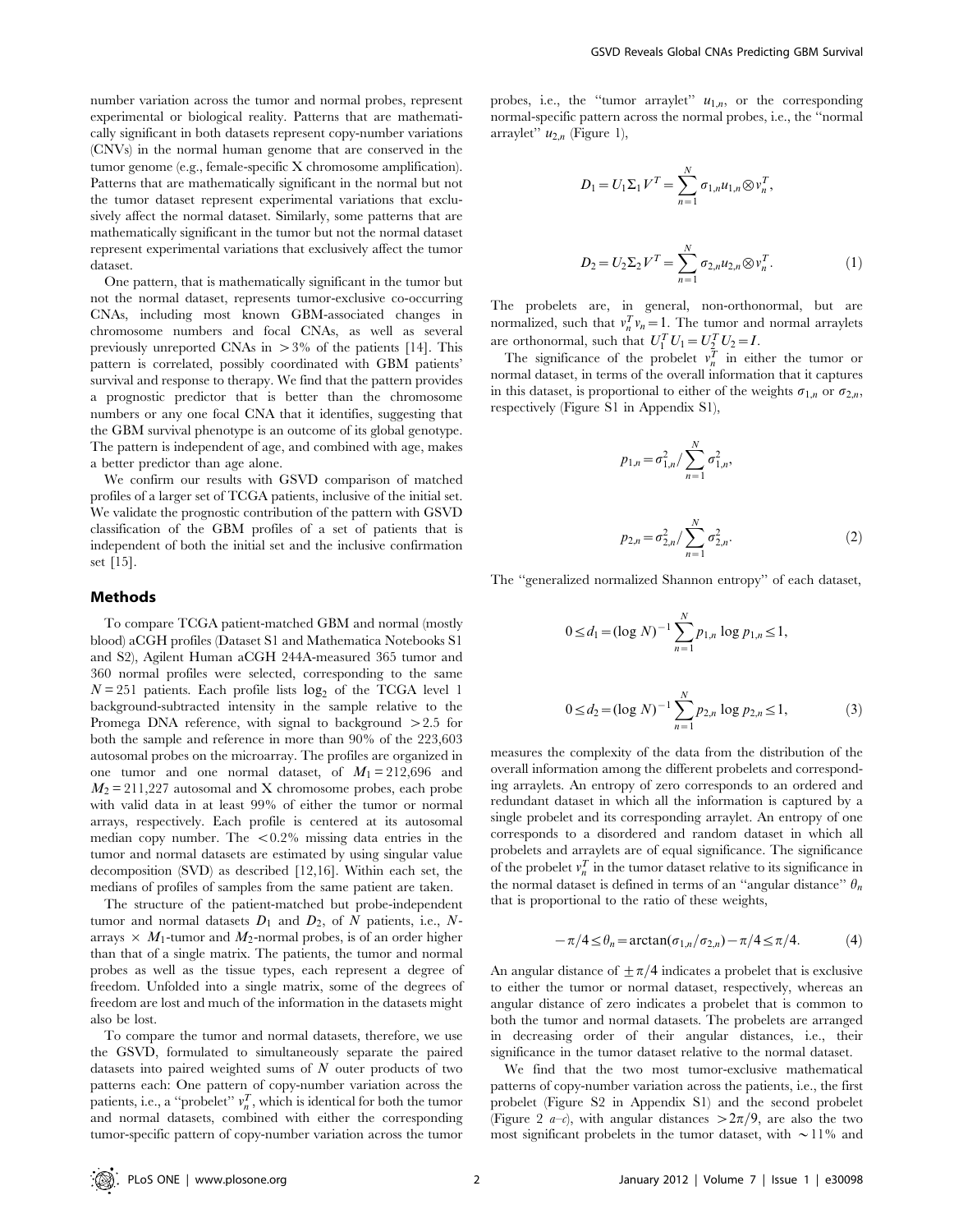number variation across the tumor and normal probes, represent experimental or biological reality. Patterns that are mathematically significant in both datasets represent copy-number variations (CNVs) in the normal human genome that are conserved in the tumor genome (e.g., female-specific X chromosome amplification). Patterns that are mathematically significant in the normal but not the tumor dataset represent experimental variations that exclusively affect the normal dataset. Similarly, some patterns that are mathematically significant in the tumor but not the normal dataset represent experimental variations that exclusively affect the tumor dataset.

One pattern, that is mathematically significant in the tumor but not the normal dataset, represents tumor-exclusive co-occurring CNAs, including most known GBM-associated changes in chromosome numbers and focal CNAs, as well as several previously unreported CNAs in $>3\%$ of the patients [14]. This pattern is correlated, possibly coordinated with GBM patients' survival and response to therapy. We find that the pattern provides a prognostic predictor that is better than the chromosome numbers or any one focal CNA that it identifies, suggesting that the GBM survival phenotype is an outcome of its global genotype. The pattern is independent of age, and combined with age, makes a better predictor than age alone.

We confirm our results with GSVD comparison of matched profiles of a larger set of TCGA patients, inclusive of the initial set. We validate the prognostic contribution of the pattern with GSVD classification of the GBM profiles of a set of patients that is independent of both the initial set and the inclusive confirmation set [15].

## Methods

To compare TCGA patient-matched GBM and normal (mostly blood) aCGH profiles (Dataset S1 and Mathematica Notebooks S1 and S2), Agilent Human aCGH 244A-measured 365 tumor and 360 normal profiles were selected, corresponding to the same $N=251$ patients. Each profile lists $\log_2$ of the TCGA level 1 background-subtracted intensity in the sample relative to the Promega DNA reference, with signal to background $>2.5$ for both the sample and reference in more than 90% of the 223,603 autosomal probes on the microarray. The profiles are organized in one tumor and one normal dataset, of $M_1=212{,}696$ and $M_2=211{,}227$ autosomal and X chromosome probes, each probe with valid data in at least 99% of either the tumor or normal arrays, respectively. Each profile is centered at its autosomal median copy number. The $<0.2\%$ missing data entries in the tumor and normal datasets are estimated by using singular value decomposition (SVD) as described [12,16]. Within each set, the medians of profiles of samples from the same patient are taken.

The structure of the patient-matched but probe-independent tumor and normal datasets $D_1$ and $D_2$, of $N$ patients, i.e., $N$-arrays $\times$ $M_1$-tumor and $M_2$-normal probes, is of an order higher than that of a single matrix. The patients, the tumor and normal probes as well as the tissue types, each represent a degree of freedom. Unfolded into a single matrix, some of the degrees of freedom are lost and much of the information in the datasets might also be lost.

To compare the tumor and normal datasets, therefore, we use the GSVD, formulated to simultaneously separate the paired datasets into paired weighted sums of $N$ outer products of two patterns each: One pattern of copy-number variation across the patients, i.e., a "probelet" $v_n^T$, which is identical for both the tumor and normal datasets, combined with either the corresponding tumor-specific pattern of copy-number variation across the tumor probes, i.e., the "tumor arraylet" $u_{1,n}$, or the corresponding normal-specific pattern across the normal probes, i.e., the "normal arraylet" $u_{2,n}$ (Figure 1),

$$D_1 = U_1\Sigma_1 V^T = \sum_{n=1}^{N} \sigma_{1,n} u_{1,n} \otimes v_n^T,$$

$$D_2 = U_2\Sigma_2 V^T = \sum_{n=1}^{N} \sigma_{2,n} u_{2,n} \otimes v_n^T. \tag{1}$$

The probelets are, in general, non-orthonormal, but are normalized, such that $v_n^T v_n = 1$. The tumor and normal arraylets are orthonormal, such that $U_1^T U_1 = U_2^T U_2 = I$.

The significance of the probelet $v_n^T$ in either the tumor or normal dataset, in terms of the overall information that it captures in this dataset, is proportional to either of the weights $\sigma_{1,n}$ or $\sigma_{2,n}$, respectively (Figure S1 in Appendix S1),

$$p_{1,n} = \sigma_{1,n}^2 / \sum_{n=1}^{N} \sigma_{1,n}^2,$$

$$p_{2,n} = \sigma_{2,n}^2 / \sum_{n=1}^{N} \sigma_{2,n}^2. \tag{2}$$

The "generalized normalized Shannon entropy" of each dataset,

$$0 \le d_1 = (\log N)^{-1} \sum_{n=1}^{N} p_{1,n} \log p_{1,n} \le 1,$$

$$0 \le d_2 = (\log N)^{-1} \sum_{n=1}^{N} p_{2,n} \log p_{2,n} \le 1, \tag{3}$$

measures the complexity of the data from the distribution of the overall information among the different probelets and corresponding arraylets. An entropy of zero corresponds to an ordered and redundant dataset in which all the information is captured by a single probelet and its corresponding arraylet. An entropy of one corresponds to a disordered and random dataset in which all probelets and arraylets are of equal significance. The significance of the probelet $v_n^T$ in the tumor dataset relative to its significance in the normal dataset is defined in terms of an "angular distance" $\theta_n$ that is proportional to the ratio of these weights,

$$-\pi/4 \le \theta_n = \arctan(\sigma_{1,n}/\sigma_{2,n}) - \pi/4 \le \pi/4. \tag{4}$$

An angular distance of $\pm\pi/4$ indicates a probelet that is exclusive to either the tumor or normal dataset, respectively, whereas an angular distance of zero indicates a probelet that is common to both the tumor and normal datasets. The probelets are arranged in decreasing order of their angular distances, i.e., their significance in the tumor dataset relative to the normal dataset.

We find that the two most tumor-exclusive mathematical patterns of copy-number variation across the patients, i.e., the first probelet (Figure S2 in Appendix S1) and the second probelet (Figure 2 *a–c*), with angular distances $>2\pi/9$, are also the two most significant probelets in the tumor dataset, with $\sim 11\%$ and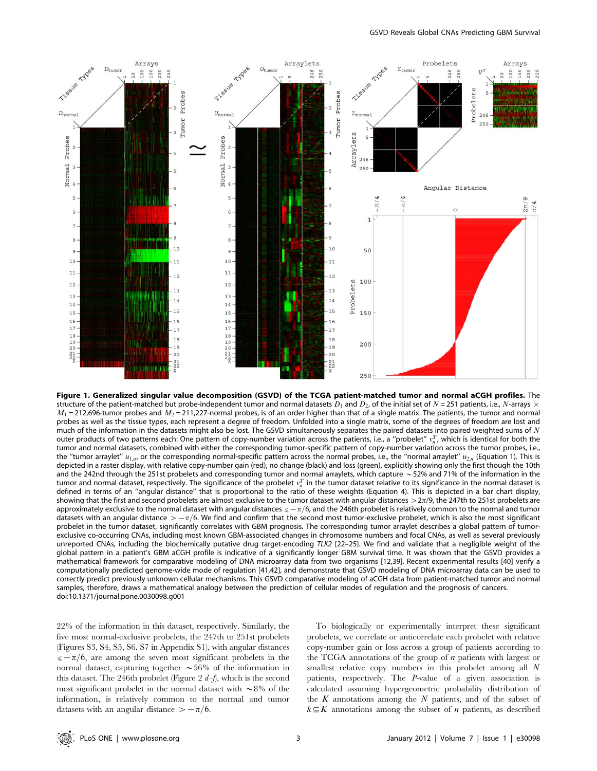**Figure 1. Generalized singular value decomposition (GSVD) of the TCGA patient-matched tumor and normal aCGH profiles.** The structure of the patient-matched but probe-independent tumor and normal datasets $D_1$ and $D_2$, of the initial set of $N = 251$ patients, i.e., $N$-arrays $\times$ $M_1 = 212{,}696$-tumor probes and $M_2 = 211{,}227$-normal probes, is of an order higher than that of a single matrix. The patients, the tumor and normal probes as well as the tissue types, each represent a degree of freedom. Unfolded into a single matrix, some of the degrees of freedom are lost and much of the information in the datasets might also be lost. The GSVD simultaneously separates the paired datasets into paired weighted sums of $N$ outer products of two patterns each: One pattern of copy-number variation across the patients, i.e., a "probelet" $v_n^T$, which is identical for both the tumor and normal datasets, combined with either the corresponding tumor-specific pattern of copy-number variation across the tumor probes, i.e., the "tumor arraylet" $u_{1,n}$, or the corresponding normal-specific pattern across the normal probes, i.e., the "normal arraylet" $u_{2,n}$ (Equation 1). This is depicted in a raster display, with relative copy-number gain (red), no change (black) and loss (green), explicitly showing only the first though the 10th and the 242nd through the 251st probelets and corresponding tumor and normal arraylets, which capture ~52% and 71% of the information in the tumor and normal dataset, respectively. The significance of the probelet $v_n^T$ in the tumor dataset relative to its significance in the normal dataset is defined in terms of an "angular distance" that is proportional to the ratio of these weights (Equation 4). This is depicted in a bar chart display, showing that the first and second probelets are almost exclusive to the tumor dataset with angular distances $>2\pi/9$, the 247th to 251st probelets are approximately exclusive to the normal dataset with angular distances $\leqslant -\pi/6$, and the 246th probelet is relatively common to the normal and tumor datasets with an angular distance $> -\pi/6$. We find and confirm that the second most tumor-exclusive probelet, which is also the most significant probelet in the tumor dataset, significantly correlates with GBM prognosis. The corresponding tumor arraylet describes a global pattern of tumor-exclusive co-occurring CNAs, including most known GBM-associated changes in chromosome numbers and focal CNAs, as well as several previously unreported CNAs, including the biochemically putative drug target-encoding *TLK2* [22–25]. We find and validate that a negligible weight of the global pattern in a patient's GBM aCGH profile is indicative of a significantly longer GBM survival time. It was shown that the GSVD provides a mathematical framework for comparative modeling of DNA microarray data from two organisms [12,39]. Recent experimental results [40] verify a computationally predicted genome-wide mode of regulation [41,42], and demonstrate that GSVD modeling of DNA microarray data can be used to correctly predict previously unknown cellular mechanisms. This GSVD comparative modeling of aCGH data from patient-matched tumor and normal samples, therefore, draws a mathematical analogy between the prediction of cellular modes of regulation and the prognosis of cancers.
doi:10.1371/journal.pone.0030098.g001

22% of the information in this dataset, respectively. Similarly, the five most normal-exclusive probelets, the 247th to 251st probelets (Figures S3, S4, S5, S6, S7 in Appendix S1), with angular distances $\leqslant -\pi/6$, are among the seven most significant probelets in the normal dataset, capturing together ~56% of the information in this dataset. The 246th probelet (Figure 2 *d–f*), which is the second most significant probelet in the normal dataset with ~8% of the information, is relatively common to the normal and tumor datasets with an angular distance $> -\pi/6$.

To biologically or experimentally interpret these significant probelets, we correlate or anticorrelate each probelet with relative copy-number gain or loss across a group of patients according to the TCGA annotations of the group of $n$ patients with largest or smallest relative copy numbers in this probelet among all $N$ patients, respectively. The $P$-value of a given association is calculated assuming hypergeometric probability distribution of the $K$ annotations among the $N$ patients, and of the subset of $k \subseteq K$ annotations among the subset of $n$ patients, as described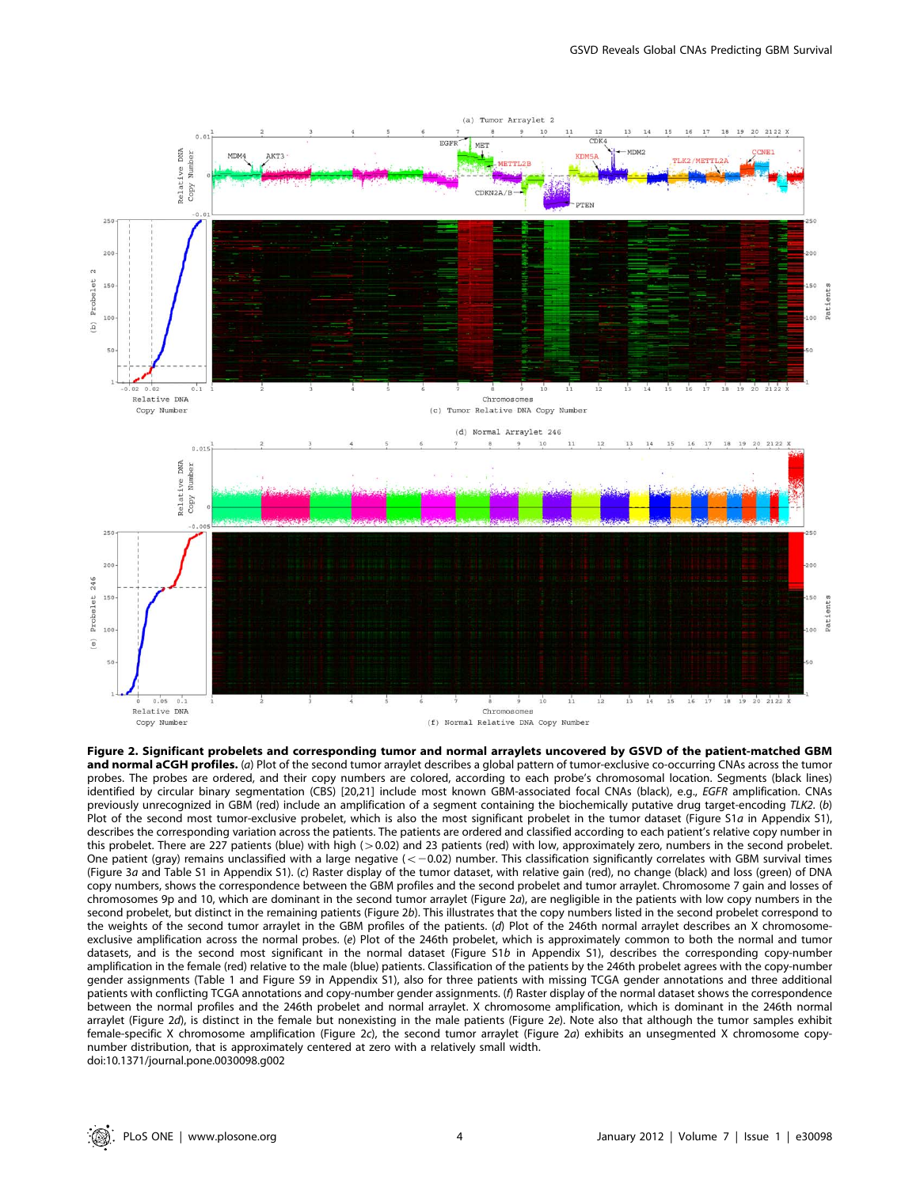**Figure 2. Significant probelets and corresponding tumor and normal arraylets uncovered by GSVD of the patient-matched GBM and normal aCGH profiles.** (*a*) Plot of the second tumor arraylet describes a global pattern of tumor-exclusive co-occurring CNAs across the tumor probes. The probes are ordered, and their copy numbers are colored, according to each probe's chromosomal location. Segments (black lines) identified by circular binary segmentation (CBS) [20,21] include most known GBM-associated focal CNAs (black), e.g., *EGFR* amplification. CNAs previously unrecognized in GBM (red) include an amplification of a segment containing the biochemically putative drug target-encoding *TLK2*. (*b*) Plot of the second most tumor-exclusive probelet, which is also the most significant probelet in the tumor dataset (Figure S1*a* in Appendix S1), describes the corresponding variation across the patients. The patients are ordered and classified according to each patient's relative copy number in this probelet. There are 227 patients (blue) with high (>0.02) and 23 patients (red) with low, approximately zero, numbers in the second probelet. One patient (gray) remains unclassified with a large negative (<−0.02) number. This classification significantly correlates with GBM survival times (Figure 3*a* and Table S1 in Appendix S1). (*c*) Raster display of the tumor dataset, with relative gain (red), no change (black) and loss (green) of DNA copy numbers, shows the correspondence between the GBM profiles and the second probelet and tumor arraylet. Chromosome 7 gain and losses of chromosomes 9p and 10, which are dominant in the second tumor arraylet (Figure 2*a*), are negligible in the patients with low copy numbers in the second probelet, but distinct in the remaining patients (Figure 2*b*). This illustrates that the copy numbers listed in the second probelet correspond to the weights of the second tumor arraylet in the GBM profiles of the patients. (*d*) Plot of the 246th normal arraylet describes an X chromosome-exclusive amplification across the normal probes. (*e*) Plot of the 246th probelet, which is approximately common to both the normal and tumor datasets, and is the second most significant in the normal dataset (Figure S1*b* in Appendix S1), describes the corresponding copy-number amplification in the female (red) relative to the male (blue) patients. Classification of the patients by the 246th probelet agrees with the copy-number gender assignments (Table 1 and Figure S9 in Appendix S1), also for three patients with missing TCGA gender annotations and three additional patients with conflicting TCGA annotations and copy-number gender assignments. (*f*) Raster display of the normal dataset shows the correspondence between the normal profiles and the 246th probelet and normal arraylet. X chromosome amplification, which is dominant in the 246th normal arraylet (Figure 2*d*), is distinct in the female but nonexisting in the male patients (Figure 2*e*). Note also that although the tumor samples exhibit female-specific X chromosome amplification (Figure 2*c*), the second tumor arraylet (Figure 2*a*) exhibits an unsegmented X chromosome copy-number distribution, that is approximately centered at zero with a relatively small width.
doi:10.1371/journal.pone.0030098.g002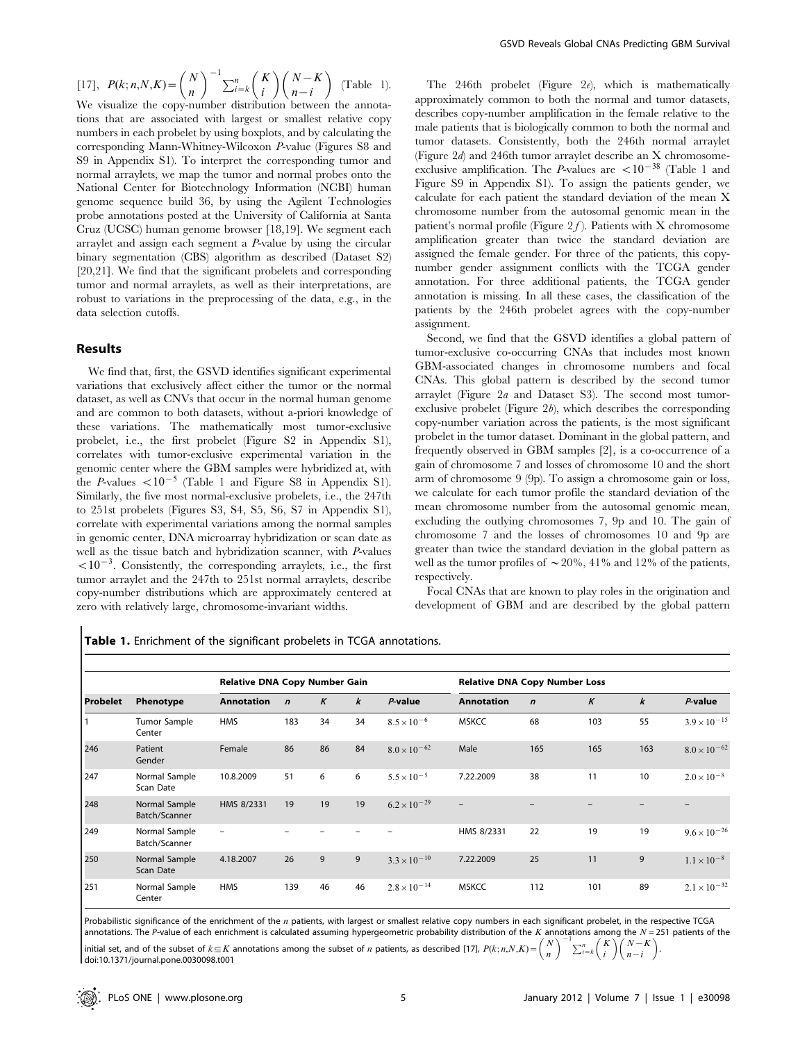[17], $P(k;n,N,K)=\binom{N}{n}^{-1}\sum_{i=k}^{n}\binom{K}{i}\binom{N-K}{n-i}$ (Table 1). We visualize the copy-number distribution between the annotations that are associated with largest or smallest relative copy numbers in each probelet by using boxplots, and by calculating the corresponding Mann-Whitney-Wilcoxon *P*-value (Figures S8 and S9 in Appendix S1). To interpret the corresponding tumor and normal arraylets, we map the tumor and normal probes onto the National Center for Biotechnology Information (NCBI) human genome sequence build 36, by using the Agilent Technologies probe annotations posted at the University of California at Santa Cruz (UCSC) human genome browser [18,19]. We segment each arraylet and assign each segment a *P*-value by using the circular binary segmentation (CBS) algorithm as described (Dataset S2) [20,21]. We find that the significant probelets and corresponding tumor and normal arraylets, as well as their interpretations, are robust to variations in the preprocessing of the data, e.g., in the data selection cutoffs.

## Results

We find that, first, the GSVD identifies significant experimental variations that exclusively affect either the tumor or the normal dataset, as well as CNVs that occur in the normal human genome and are common to both datasets, without a-priori knowledge of these variations. The mathematically most tumor-exclusive probelet, i.e., the first probelet (Figure S2 in Appendix S1), correlates with tumor-exclusive experimental variation in the genomic center where the GBM samples were hybridized at, with the *P*-values $<10^{-5}$ (Table 1 and Figure S8 in Appendix S1). Similarly, the five most normal-exclusive probelets, i.e., the 247th to 251st probelets (Figures S3, S4, S5, S6, S7 in Appendix S1), correlate with experimental variations among the normal samples in genomic center, DNA microarray hybridization or scan date as well as the tissue batch and hybridization scanner, with *P*-values $<10^{-3}$. Consistently, the corresponding arraylets, i.e., the first tumor arraylet and the 247th to 251st normal arraylets, describe copy-number distributions which are approximately centered at zero with relatively large, chromosome-invariant widths.

The 246th probelet (Figure 2*e*), which is mathematically approximately common to both the normal and tumor datasets, describes copy-number amplification in the female relative to the male patients that is biologically common to both the normal and tumor datasets. Consistently, both the 246th normal arraylet (Figure 2*d*) and 246th tumor arraylet describe an X chromosome-exclusive amplification. The *P*-values are $<10^{-38}$ (Table 1 and Figure S9 in Appendix S1). To assign the patients gender, we calculate for each patient the standard deviation of the mean X chromosome number from the autosomal genomic mean in the patient's normal profile (Figure 2*f*). Patients with X chromosome amplification greater than twice the standard deviation are assigned the female gender. For three of the patients, this copy-number gender assignment conflicts with the TCGA gender annotation. For three additional patients, the TCGA gender annotation is missing. In all these cases, the classification of the patients by the 246th probelet agrees with the copy-number assignment.

Second, we find that the GSVD identifies a global pattern of tumor-exclusive co-occurring CNAs that includes most known GBM-associated changes in chromosome numbers and focal CNAs. This global pattern is described by the second tumor arraylet (Figure 2*a* and Dataset S3). The second most tumor-exclusive probelet (Figure 2*b*), which describes the corresponding copy-number variation across the patients, is the most significant probelet in the tumor dataset. Dominant in the global pattern, and frequently observed in GBM samples [2], is a co-occurrence of a gain of chromosome 7 and losses of chromosome 10 and the short arm of chromosome 9 (9p). To assign a chromosome gain or loss, we calculate for each tumor profile the standard deviation of the mean chromosome number from the autosomal genomic mean, excluding the outlying chromosomes 7, 9p and 10. The gain of chromosome 7 and the losses of chromosomes 10 and 9p are greater than twice the standard deviation in the global pattern as well as the tumor profiles of ~20%, 41% and 12% of the patients, respectively.

Focal CNAs that are known to play roles in the origination and development of GBM and are described by the global pattern

**Table 1.** Enrichment of the significant probelets in TCGA annotations.

| | | Relative DNA Copy Number Gain | | | | | Relative DNA Copy Number Loss | | | | |
|---|---|---|---|---|---|---|---|---|---|---|---|
| **Probelet** | **Phenotype** | **Annotation** | ***n*** | ***K*** | ***k*** | ***P*-value** | **Annotation** | ***n*** | ***K*** | ***k*** | ***P*-value** |
| 1 | Tumor Sample Center | HMS | 183 | 34 | 34 | $8.5\times10^{-6}$ | MSKCC | 68 | 103 | 55 | $3.9\times10^{-15}$ |
| 246 | Patient Gender | Female | 86 | 86 | 84 | $8.0\times10^{-62}$ | Male | 165 | 165 | 163 | $8.0\times10^{-62}$ |
| 247 | Normal Sample Scan Date | 10.8.2009 | 51 | 6 | 6 | $5.5\times10^{-5}$ | 7.22.2009 | 38 | 11 | 10 | $2.0\times10^{-8}$ |
| 248 | Normal Sample Batch/Scanner | HMS 8/2331 | 19 | 19 | 19 | $6.2\times10^{-29}$ | – | – | – | – | – |
| 249 | Normal Sample Batch/Scanner | – | – | – | – | – | HMS 8/2331 | 22 | 19 | 19 | $9.6\times10^{-26}$ |
| 250 | Normal Sample Scan Date | 4.18.2007 | 26 | 9 | 9 | $3.3\times10^{-10}$ | 7.22.2009 | 25 | 11 | 9 | $1.1\times10^{-8}$ |
| 251 | Normal Sample Center | HMS | 139 | 46 | 46 | $2.8\times10^{-14}$ | MSKCC | 112 | 101 | 89 | $2.1\times10^{-32}$ |

Probabilistic significance of the enrichment of the $n$ patients, with largest or smallest relative copy numbers in each significant probelet, in the respective TCGA annotations. The *P*-value of each enrichment is calculated assuming hypergeometric probability distribution of the $K$ annotations among the $N=251$ patients of the initial set, and of the subset of $k\subseteq K$ annotations among the subset of $n$ patients, as described [17], $P(k;n,N,K)=\binom{N}{n}^{-1}\sum_{i=k}^{n}\binom{K}{i}\binom{N-K}{n-i}$.
doi:10.1371/journal.pone.0030098.t001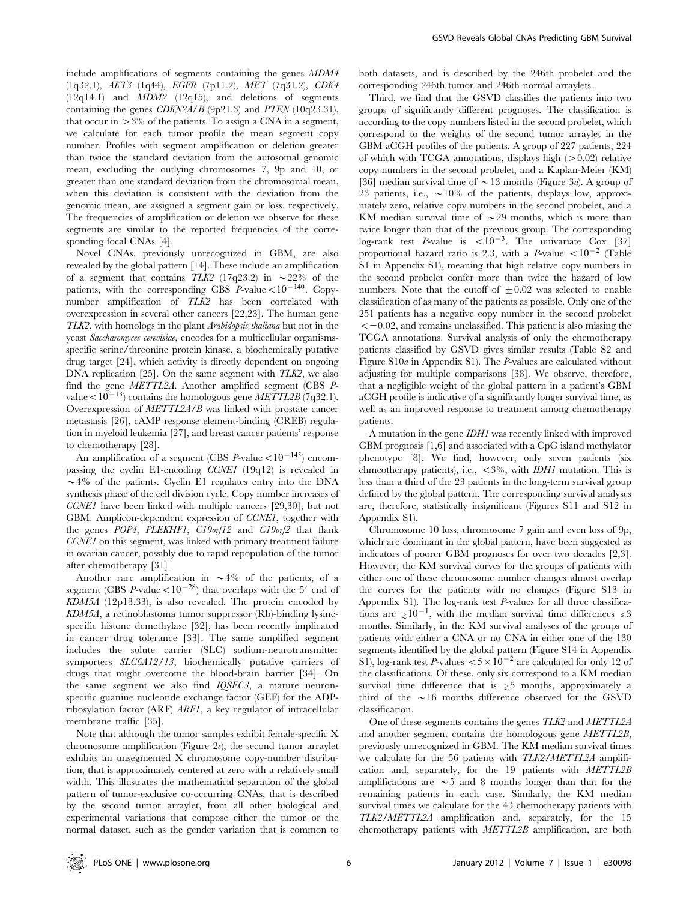include amplifications of segments containing the genes *MDM4* (1q32.1), *AKT3* (1q44), *EGFR* (7p11.2), *MET* (7q31.2), *CDK4* (12q14.1) and *MDM2* (12q15), and deletions of segments containing the genes *CDKN2A/B* (9p21.3) and *PTEN* (10q23.31), that occur in $>3\%$ of the patients. To assign a CNA in a segment, we calculate for each tumor profile the mean segment copy number. Profiles with segment amplification or deletion greater than twice the standard deviation from the autosomal genomic mean, excluding the outlying chromosomes 7, 9p and 10, or greater than one standard deviation from the chromosomal mean, when this deviation is consistent with the deviation from the genomic mean, are assigned a segment gain or loss, respectively. The frequencies of amplification or deletion we observe for these segments are similar to the reported frequencies of the corresponding focal CNAs [4].

Novel CNAs, previously unrecognized in GBM, are also revealed by the global pattern [14]. These include an amplification of a segment that contains *TLK2* (17q23.2) in $\sim 22\%$ of the patients, with the corresponding CBS *P*-value $<10^{-140}$. Copy-number amplification of *TLK2* has been correlated with overexpression in several other cancers [22,23]. The human gene *TLK2*, with homologs in the plant *Arabidopsis thaliana* but not in the yeast *Saccharomyces cerevisiae*, encodes for a multicellular organisms-specific serine/threonine protein kinase, a biochemically putative drug target [24], which activity is directly dependent on ongoing DNA replication [25]. On the same segment with *TLK2*, we also find the gene *METTL2A*. Another amplified segment (CBS *P*-value $<10^{-13}$) contains the homologous gene *METTL2B* (7q32.1). Overexpression of *METTL2A/B* was linked with prostate cancer metastasis [26], cAMP response element-binding (CREB) regulation in myeloid leukemia [27], and breast cancer patients' response to chemotherapy [28].

An amplification of a segment (CBS *P*-value $<10^{-145}$) encompassing the cyclin E1-encoding *CCNE1* (19q12) is revealed in $\sim 4\%$ of the patients. Cyclin E1 regulates entry into the DNA synthesis phase of the cell division cycle. Copy number increases of *CCNE1* have been linked with multiple cancers [29,30], but not GBM. Amplicon-dependent expression of *CCNE1*, together with the genes *POP4*, *PLEKHF1*, *C19orf12* and *C19orf2* that flank *CCNE1* on this segment, was linked with primary treatment failure in ovarian cancer, possibly due to rapid repopulation of the tumor after chemotherapy [31].

Another rare amplification in $\sim 4\%$ of the patients, of a segment (CBS *P*-value $<10^{-28}$) that overlaps with the 5′ end of *KDM5A* (12p13.33), is also revealed. The protein encoded by *KDM5A*, a retinoblastoma tumor suppressor (Rb)-binding lysine-specific histone demethylase [32], has been recently implicated in cancer drug tolerance [33]. The same amplified segment includes the solute carrier (SLC) sodium-neurotransmitter symporters *SLC6A12/13*, biochemically putative carriers of drugs that might overcome the blood-brain barrier [34]. On the same segment we also find *IQSEC3*, a mature neuron-specific guanine nucleotide exchange factor (GEF) for the ADP-ribosylation factor (ARF) *ARF1*, a key regulator of intracellular membrane traffic [35].

Note that although the tumor samples exhibit female-specific X chromosome amplification (Figure 2*c*), the second tumor arraylet exhibits an unsegmented X chromosome copy-number distribution, that is approximately centered at zero with a relatively small width. This illustrates the mathematical separation of the global pattern of tumor-exclusive co-occurring CNAs, that is described by the second tumor arraylet, from all other biological and experimental variations that compose either the tumor or the normal dataset, such as the gender variation that is common to both datasets, and is described by the 246th probelet and the corresponding 246th tumor and 246th normal arraylets.

Third, we find that the GSVD classifies the patients into two groups of significantly different prognoses. The classification is according to the copy numbers listed in the second probelet, which correspond to the weights of the second tumor arraylet in the GBM aCGH profiles of the patients. A group of 227 patients, 224 of which with TCGA annotations, displays high ($>0.02$) relative copy numbers in the second probelet, and a Kaplan-Meier (KM) [36] median survival time of $\sim 13$ months (Figure 3*a*). A group of 23 patients, i.e., $\sim 10\%$ of the patients, displays low, approximately zero, relative copy numbers in the second probelet, and a KM median survival time of $\sim 29$ months, which is more than twice longer than that of the previous group. The corresponding log-rank test *P*-value is $<10^{-3}$. The univariate Cox [37] proportional hazard ratio is 2.3, with a *P*-value $<10^{-2}$ (Table S1 in Appendix S1), meaning that high relative copy numbers in the second probelet confer more than twice the hazard of low numbers. Note that the cutoff of $\pm 0.02$ was selected to enable classification of as many of the patients as possible. Only one of the 251 patients has a negative copy number in the second probelet $<-0.02$, and remains unclassified. This patient is also missing the TCGA annotations. Survival analysis of only the chemotherapy patients classified by GSVD gives similar results (Table S2 and Figure S10*a* in Appendix S1). The *P*-values are calculated without adjusting for multiple comparisons [38]. We observe, therefore, that a negligible weight of the global pattern in a patient's GBM aCGH profile is indicative of a significantly longer survival time, as well as an improved response to treatment among chemotherapy patients.

A mutation in the gene *IDH1* was recently linked with improved GBM prognosis [1,6] and associated with a CpG island methylator phenotype [8]. We find, however, only seven patients (six chmeotherapy patients), i.e., $<3\%$, with *IDH1* mutation. This is less than a third of the 23 patients in the long-term survival group defined by the global pattern. The corresponding survival analyses are, therefore, statistically insignificant (Figures S11 and S12 in Appendix S1).

Chromosome 10 loss, chromosome 7 gain and even loss of 9p, which are dominant in the global pattern, have been suggested as indicators of poorer GBM prognoses for over two decades [2,3]. However, the KM survival curves for the groups of patients with either one of these chromosome number changes almost overlap the curves for the patients with no changes (Figure S13 in Appendix S1). The log-rank test *P*-values for all three classifications are $\gtrsim 10^{-1}$, with the median survival time differences $\lesssim 3$ months. Similarly, in the KM survival analyses of the groups of patients with either a CNA or no CNA in either one of the 130 segments identified by the global pattern (Figure S14 in Appendix S1), log-rank test *P*-values $<5\times 10^{-2}$ are calculated for only 12 of the classifications. Of these, only six correspond to a KM median survival time difference that is $\gtrsim 5$ months, approximately a third of the $\sim 16$ months difference observed for the GSVD classification.

One of these segments contains the genes *TLK2* and *METTL2A* and another segment contains the homologous gene *METTL2B*, previously unrecognized in GBM. The KM median survival times we calculate for the 56 patients with *TLK2/METTL2A* amplification and, separately, for the 19 patients with *METTL2B* amplifications are $\sim 5$ and 8 months longer than that for the remaining patients in each case. Similarly, the KM median survival times we calculate for the 43 chemotherapy patients with *TLK2/METTL2A* amplification and, separately, for the 15 chemotherapy patients with *METTL2B* amplification, are both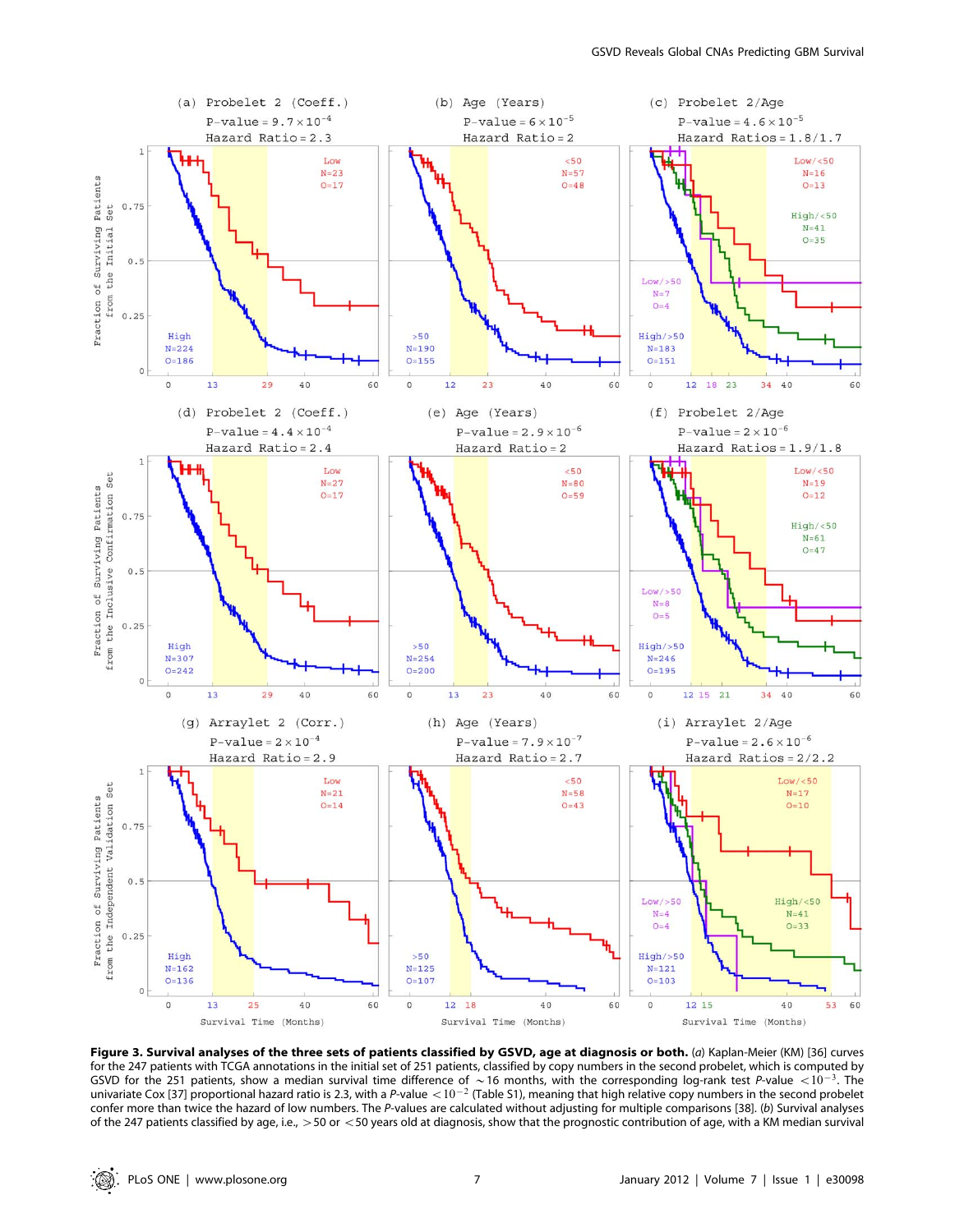**Figure 3. Survival analyses of the three sets of patients classified by GSVD, age at diagnosis or both.** (*a*) Kaplan-Meier (KM) [36] curves for the 247 patients with TCGA annotations in the initial set of 251 patients, classified by copy numbers in the second probelet, which is computed by GSVD for the 251 patients, show a median survival time difference of $\sim$16 months, with the corresponding log-rank test *P*-value $<10^{-3}$. The univariate Cox [37] proportional hazard ratio is 2.3, with a *P*-value $<10^{-2}$ (Table S1), meaning that high relative copy numbers in the second probelet confer more than twice the hazard of low numbers. The *P*-values are calculated without adjusting for multiple comparisons [38]. (*b*) Survival analyses of the 247 patients classified by age, i.e., $>$50 or $<$50 years old at diagnosis, show that the prognostic contribution of age, with a KM median survival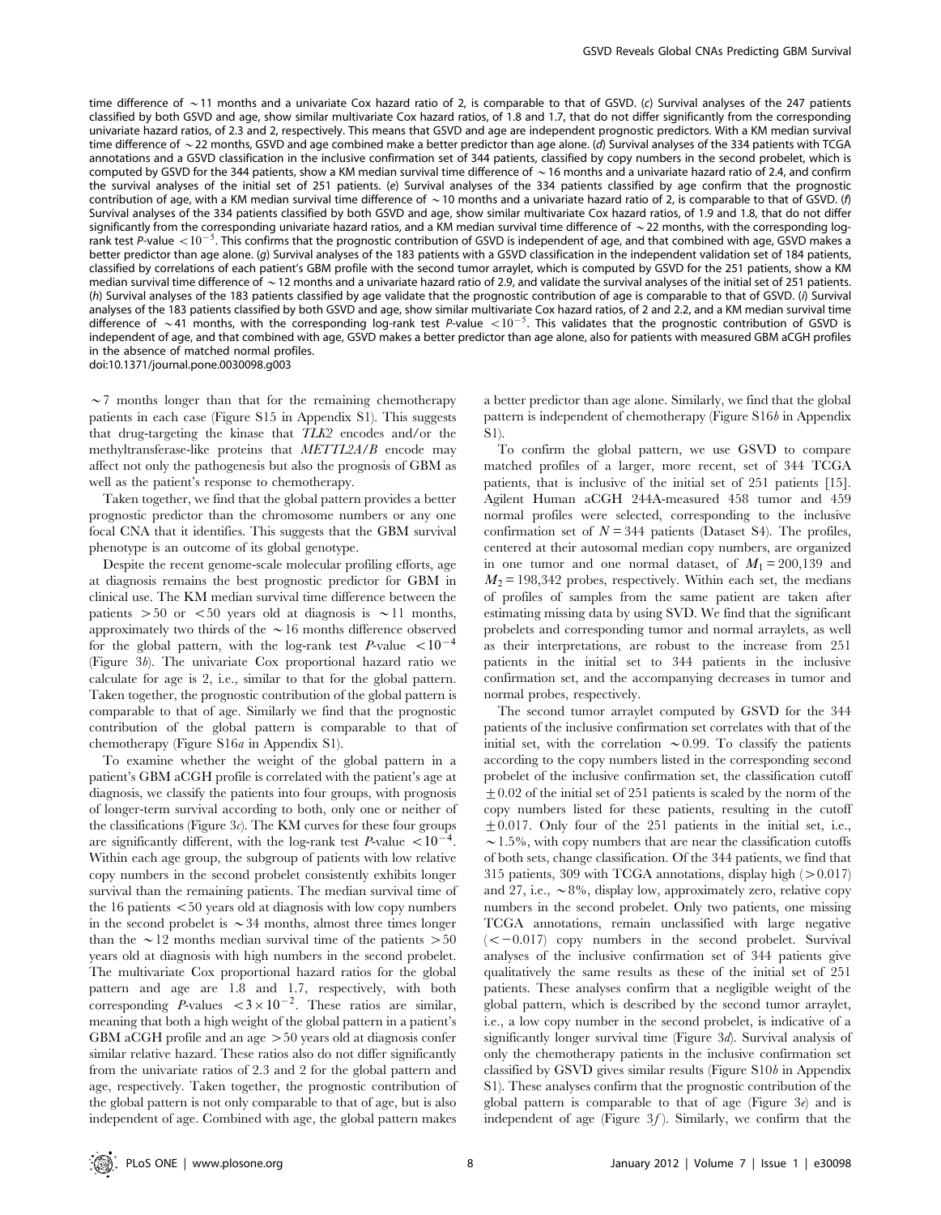time difference of $\sim$11 months and a univariate Cox hazard ratio of 2, is comparable to that of GSVD. (*c*) Survival analyses of the 247 patients classified by both GSVD and age, show similar multivariate Cox hazard ratios, of 1.8 and 1.7, that do not differ significantly from the corresponding univariate hazard ratios, of 2.3 and 2, respectively. This means that GSVD and age are independent prognostic predictors. With a KM median survival time difference of $\sim$22 months, GSVD and age combined make a better predictor than age alone. (*d*) Survival analyses of the 334 patients with TCGA annotations and a GSVD classification in the inclusive confirmation set of 344 patients, classified by copy numbers in the second probelet, which is computed by GSVD for the 344 patients, show a KM median survival time difference of $\sim$16 months and a univariate hazard ratio of 2.4, and confirm the survival analyses of the initial set of 251 patients. (*e*) Survival analyses of the 334 patients classified by age confirm that the prognostic contribution of age, with a KM median survival time difference of $\sim$10 months and a univariate hazard ratio of 2, is comparable to that of GSVD. (*f*) Survival analyses of the 334 patients classified by both GSVD and age, show similar multivariate Cox hazard ratios, of 1.9 and 1.8, that do not differ significantly from the corresponding univariate hazard ratios, and a KM median survival time difference of $\sim$22 months, with the corresponding log-rank test *P*-value $<10^{-5}$. This confirms that the prognostic contribution of GSVD is independent of age, and that combined with age, GSVD makes a better predictor than age alone. (*g*) Survival analyses of the 183 patients with a GSVD classification in the independent validation set of 184 patients, classified by correlations of each patient's GBM profile with the second tumor arraylet, which is computed by GSVD for the 251 patients, show a KM median survival time difference of $\sim$12 months and a univariate hazard ratio of 2.9, and validate the survival analyses of the initial set of 251 patients. (*h*) Survival analyses of the 183 patients classified by age validate that the prognostic contribution of age is comparable to that of GSVD. (*i*) Survival analyses of the 183 patients classified by both GSVD and age, show similar multivariate Cox hazard ratios, of 2 and 2.2, and a KM median survival time difference of $\sim$41 months, with the corresponding log-rank test *P*-value $<10^{-5}$. This validates that the prognostic contribution of GSVD is independent of age, and that combined with age, GSVD makes a better predictor than age alone, also for patients with measured GBM aCGH profiles in the absence of matched normal profiles.
doi:10.1371/journal.pone.0030098.g003

$\sim$7 months longer than that for the remaining chemotherapy patients in each case (Figure S15 in Appendix S1). This suggests that drug-targeting the kinase that *TLK2* encodes and/or the methyltransferase-like proteins that *METTL2A/B* encode may affect not only the pathogenesis but also the prognosis of GBM as well as the patient's response to chemotherapy.

Taken together, we find that the global pattern provides a better prognostic predictor than the chromosome numbers or any one focal CNA that it identifies. This suggests that the GBM survival phenotype is an outcome of its global genotype.

Despite the recent genome-scale molecular profiling efforts, age at diagnosis remains the best prognostic predictor for GBM in clinical use. The KM median survival time difference between the patients $>50$ or $<50$ years old at diagnosis is $\sim$11 months, approximately two thirds of the $\sim$16 months difference observed for the global pattern, with the log-rank test *P*-value $<10^{-4}$ (Figure 3*b*). The univariate Cox proportional hazard ratio we calculate for age is 2, i.e., similar to that for the global pattern. Taken together, the prognostic contribution of the global pattern is comparable to that of age. Similarly we find that the prognostic contribution of the global pattern is comparable to that of chemotherapy (Figure S16*a* in Appendix S1).

To examine whether the weight of the global pattern in a patient's GBM aCGH profile is correlated with the patient's age at diagnosis, we classify the patients into four groups, with prognosis of longer-term survival according to both, only one or neither of the classifications (Figure 3*c*). The KM curves for these four groups are significantly different, with the log-rank test *P*-value $<10^{-4}$. Within each age group, the subgroup of patients with low relative copy numbers in the second probelet consistently exhibits longer survival than the remaining patients. The median survival time of the 16 patients $<50$ years old at diagnosis with low copy numbers in the second probelet is $\sim$34 months, almost three times longer than the $\sim$12 months median survival time of the patients $>50$ years old at diagnosis with high numbers in the second probelet. The multivariate Cox proportional hazard ratios for the global pattern and age are 1.8 and 1.7, respectively, with both corresponding *P*-values $<3\times10^{-2}$. These ratios are similar, meaning that both a high weight of the global pattern in a patient's GBM aCGH profile and an age $>50$ years old at diagnosis confer similar relative hazard. These ratios also do not differ significantly from the univariate ratios of 2.3 and 2 for the global pattern and age, respectively. Taken together, the prognostic contribution of the global pattern is not only comparable to that of age, but is also independent of age. Combined with age, the global pattern makes a better predictor than age alone. Similarly, we find that the global pattern is independent of chemotherapy (Figure S16*b* in Appendix S1).

To confirm the global pattern, we use GSVD to compare matched profiles of a larger, more recent, set of 344 TCGA patients, that is inclusive of the initial set of 251 patients [15]. Agilent Human aCGH 244A-measured 458 tumor and 459 normal profiles were selected, corresponding to the inclusive confirmation set of $N=344$ patients (Dataset S4). The profiles, centered at their autosomal median copy numbers, are organized in one tumor and one normal dataset, of $M_1=200{,}139$ and $M_2=198{,}342$ probes, respectively. Within each set, the medians of profiles of samples from the same patient are taken after estimating missing data by using SVD. We find that the significant probelets and corresponding tumor and normal arraylets, as well as their interpretations, are robust to the increase from 251 patients in the initial set to 344 patients in the inclusive confirmation set, and the accompanying decreases in tumor and normal probes, respectively.

The second tumor arraylet computed by GSVD for the 344 patients of the inclusive confirmation set correlates with that of the initial set, with the correlation $\sim$0.99. To classify the patients according to the copy numbers listed in the corresponding second probelet of the inclusive confirmation set, the classification cutoff $\pm0.02$ of the initial set of 251 patients is scaled by the norm of the copy numbers listed for these patients, resulting in the cutoff $\pm0.017$. Only four of the 251 patients in the initial set, i.e., $\sim$1.5%, with copy numbers that are near the classification cutoffs of both sets, change classification. Of the 344 patients, we find that 315 patients, 309 with TCGA annotations, display high ($>0.017$) and 27, i.e., $\sim$8%, display low, approximately zero, relative copy numbers in the second probelet. Only two patients, one missing TCGA annotations, remain unclassified with large negative ($<-0.017$) copy numbers in the second probelet. Survival analyses of the inclusive confirmation set of 344 patients give qualitatively the same results as these of the initial set of 251 patients. These analyses confirm that a negligible weight of the global pattern, which is described by the second tumor arraylet, i.e., a low copy number in the second probelet, is indicative of a significantly longer survival time (Figure 3*d*). Survival analysis of only the chemotherapy patients in the inclusive confirmation set classified by GSVD gives similar results (Figure S10*b* in Appendix S1). These analyses confirm that the prognostic contribution of the global pattern is comparable to that of age (Figure 3*e*) and is independent of age (Figure 3*f*). Similarly, we confirm that the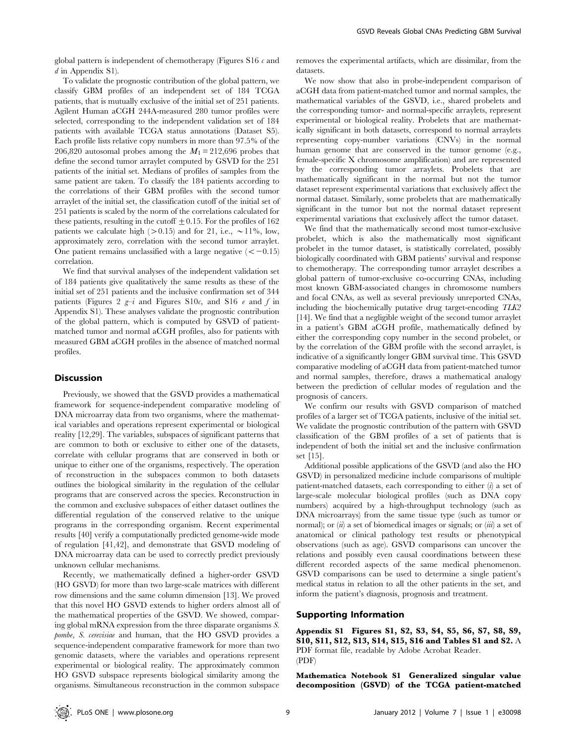global pattern is independent of chemotherapy (Figures S16 *c* and *d* in Appendix S1).

To validate the prognostic contribution of the global pattern, we classify GBM profiles of an independent set of 184 TCGA patients, that is mutually exclusive of the initial set of 251 patients. Agilent Human aCGH 244A-measured 280 tumor profiles were selected, corresponding to the independent validation set of 184 patients with available TCGA status annotations (Dataset S5). Each profile lists relative copy numbers in more than 97.5% of the 206,820 autosomal probes among the $M_1 = 212{,}696$ probes that define the second tumor arraylet computed by GSVD for the 251 patients of the initial set. Medians of profiles of samples from the same patient are taken. To classify the 184 patients according to the correlations of their GBM profiles with the second tumor arraylet of the initial set, the classification cutoff of the initial set of 251 patients is scaled by the norm of the correlations calculated for these patients, resulting in the cutoff $\pm 0.15$. For the profiles of 162 patients we calculate high ($>0.15$) and for 21, i.e., $\sim 11\%$, low, approximately zero, correlation with the second tumor arraylet. One patient remains unclassified with a large negative ($< -0.15$) correlation.

We find that survival analyses of the independent validation set of 184 patients give qualitatively the same results as these of the initial set of 251 patients and the inclusive confirmation set of 344 patients (Figures 2 *g–i* and Figures S10*c*, and S16 *e* and *f* in Appendix S1). These analyses validate the prognostic contribution of the global pattern, which is computed by GSVD of patient-matched tumor and normal aCGH profiles, also for patients with measured GBM aCGH profiles in the absence of matched normal profiles.

## Discussion

Previously, we showed that the GSVD provides a mathematical framework for sequence-independent comparative modeling of DNA microarray data from two organisms, where the mathematical variables and operations represent experimental or biological reality [12,29]. The variables, subspaces of significant patterns that are common to both or exclusive to either one of the datasets, correlate with cellular programs that are conserved in both or unique to either one of the organisms, respectively. The operation of reconstruction in the subspaces common to both datasets outlines the biological similarity in the regulation of the cellular programs that are conserved across the species. Reconstruction in the common and exclusive subspaces of either dataset outlines the differential regulation of the conserved relative to the unique programs in the corresponding organism. Recent experimental results [40] verify a computationally predicted genome-wide mode of regulation [41,42], and demonstrate that GSVD modeling of DNA microarray data can be used to correctly predict previously unknown cellular mechanisms.

Recently, we mathematically defined a higher-order GSVD (HO GSVD) for more than two large-scale matrices with different row dimensions and the same column dimension [13]. We proved that this novel HO GSVD extends to higher orders almost all of the mathematical properties of the GSVD. We showed, comparing global mRNA expression from the three disparate organisms *S. pombe*, *S. cerevisiae* and human, that the HO GSVD provides a sequence-independent comparative framework for more than two genomic datasets, where the variables and operations represent experimental or biological reality. The approximately common HO GSVD subspace represents biological similarity among the organisms. Simultaneous reconstruction in the common subspace removes the experimental artifacts, which are dissimilar, from the datasets.

We now show that also in probe-independent comparison of aCGH data from patient-matched tumor and normal samples, the mathematical variables of the GSVD, i.e., shared probelets and the corresponding tumor- and normal-specific arraylets, represent experimental or biological reality. Probelets that are mathematically significant in both datasets, correspond to normal arraylets representing copy-number variations (CNVs) in the normal human genome that are conserved in the tumor genome (e.g., female-specific X chromosome amplification) and are represented by the corresponding tumor arraylets. Probelets that are mathematically significant in the normal but not the tumor dataset represent experimental variations that exclusively affect the normal dataset. Similarly, some probelets that are mathematically significant in the tumor but not the normal dataset represent experimental variations that exclusively affect the tumor dataset.

We find that the mathematically second most tumor-exclusive probelet, which is also the mathematically most significant probelet in the tumor dataset, is statistically correlated, possibly biologically coordinated with GBM patients' survival and response to chemotherapy. The corresponding tumor arraylet describes a global pattern of tumor-exclusive co-occurring CNAs, including most known GBM-associated changes in chromosome numbers and focal CNAs, as well as several previously unreported CNAs, including the biochemically putative drug target-encoding *TLK2* [14]. We find that a negligible weight of the second tumor arraylet in a patient's GBM aCGH profile, mathematically defined by either the corresponding copy number in the second probelet, or by the correlation of the GBM profile with the second arraylet, is indicative of a significantly longer GBM survival time. This GSVD comparative modeling of aCGH data from patient-matched tumor and normal samples, therefore, draws a mathematical analogy between the prediction of cellular modes of regulation and the prognosis of cancers.

We confirm our results with GSVD comparison of matched profiles of a larger set of TCGA patients, inclusive of the initial set. We validate the prognostic contribution of the pattern with GSVD classification of the GBM profiles of a set of patients that is independent of both the initial set and the inclusive confirmation set [15].

Additional possible applications of the GSVD (and also the HO GSVD) in personalized medicine include comparisons of multiple patient-matched datasets, each corresponding to either (*i*) a set of large-scale molecular biological profiles (such as DNA copy numbers) acquired by a high-throughput technology (such as DNA microarrays) from the same tissue type (such as tumor or normal); or (*ii*) a set of biomedical images or signals; or (*iii*) a set of anatomical or clinical pathology test results or phenotypical observations (such as age). GSVD comparisons can uncover the relations and possibly even causal coordinations between these different recorded aspects of the same medical phenomenon. GSVD comparisons can be used to determine a single patient's medical status in relation to all the other patients in the set, and inform the patient's diagnosis, prognosis and treatment.

## Supporting Information

**Appendix S1 Figures S1, S2, S3, S4, S5, S6, S7, S8, S9, S10, S11, S12, S13, S14, S15, S16 and Tables S1 and S2.** A PDF format file, readable by Adobe Acrobat Reader.
(PDF)

**Mathematica Notebook S1 Generalized singular value decomposition (GSVD) of the TCGA patient-matched**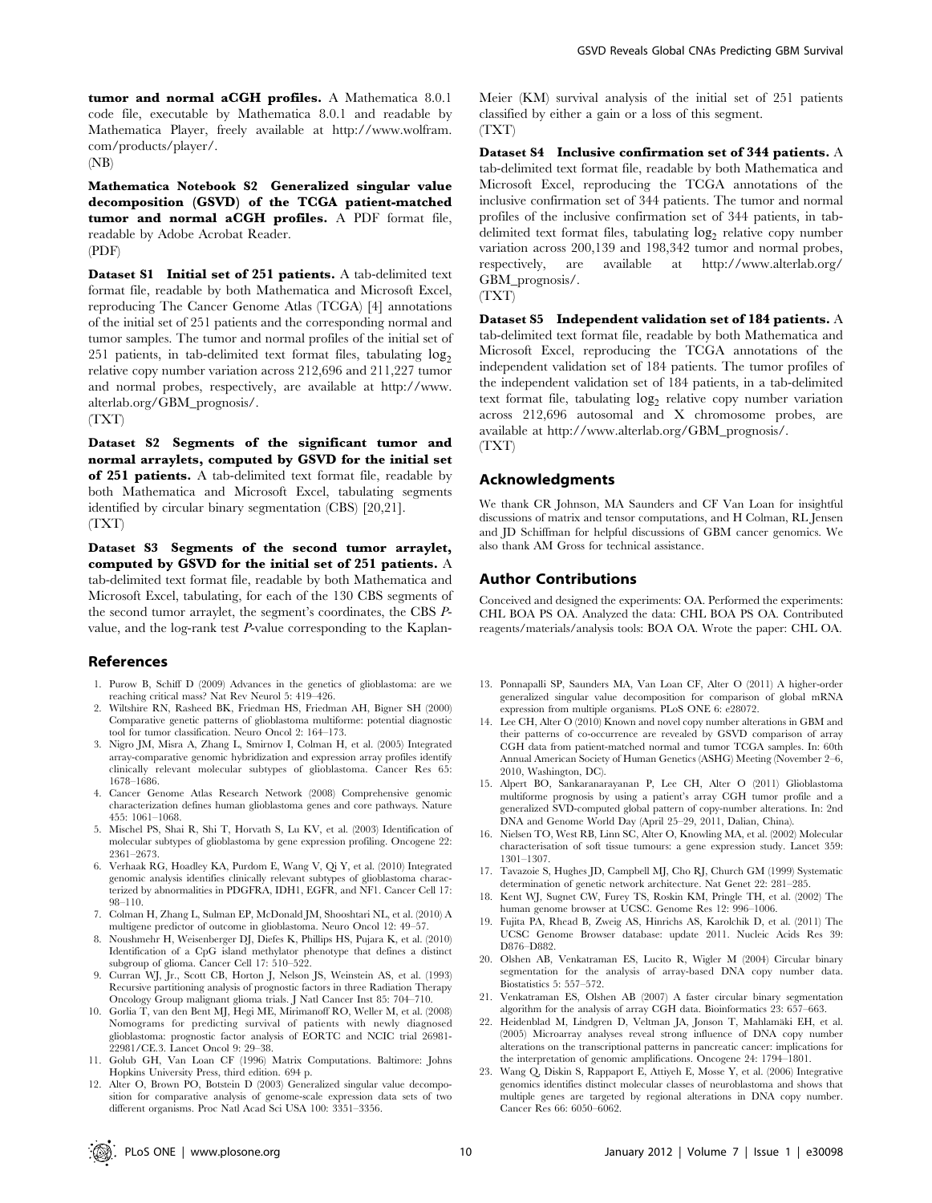**tumor and normal aCGH profiles.** A Mathematica 8.0.1 code file, executable by Mathematica 8.0.1 and readable by Mathematica Player, freely available at http://www.wolfram.com/products/player/.
(NB)

**Mathematica Notebook S2 Generalized singular value decomposition (GSVD) of the TCGA patient-matched tumor and normal aCGH profiles.** A PDF format file, readable by Adobe Acrobat Reader.
(PDF)

**Dataset S1 Initial set of 251 patients.** A tab-delimited text format file, readable by both Mathematica and Microsoft Excel, reproducing The Cancer Genome Atlas (TCGA) [4] annotations of the initial set of 251 patients and the corresponding normal and tumor samples. The tumor and normal profiles of the initial set of 251 patients, in tab-delimited text format files, tabulating $\log_2$ relative copy number variation across 212,696 and 211,227 tumor and normal probes, respectively, are available at http://www.alterlab.org/GBM_prognosis/.
(TXT)

**Dataset S2 Segments of the significant tumor and normal arraylets, computed by GSVD for the initial set of 251 patients.** A tab-delimited text format file, readable by both Mathematica and Microsoft Excel, tabulating segments identified by circular binary segmentation (CBS) [20,21].
(TXT)

**Dataset S3 Segments of the second tumor arraylet, computed by GSVD for the initial set of 251 patients.** A tab-delimited text format file, readable by both Mathematica and Microsoft Excel, tabulating, for each of the 130 CBS segments of the second tumor arraylet, the segment's coordinates, the CBS *P*-value, and the log-rank test *P*-value corresponding to the Kaplan-Meier (KM) survival analysis of the initial set of 251 patients classified by either a gain or a loss of this segment.
(TXT)

**Dataset S4 Inclusive confirmation set of 344 patients.** A tab-delimited text format file, readable by both Mathematica and Microsoft Excel, reproducing the TCGA annotations of the inclusive confirmation set of 344 patients. The tumor and normal profiles of the inclusive confirmation set of 344 patients, in tab-delimited text format files, tabulating $\log_2$ relative copy number variation across 200,139 and 198,342 tumor and normal probes, respectively, are available at http://www.alterlab.org/GBM_prognosis/.
(TXT)

**Dataset S5 Independent validation set of 184 patients.** A tab-delimited text format file, readable by both Mathematica and Microsoft Excel, reproducing the TCGA annotations of the independent validation set of 184 patients. The tumor profiles of the independent validation set of 184 patients, in a tab-delimited text format file, tabulating $\log_2$ relative copy number variation across 212,696 autosomal and X chromosome probes, are available at http://www.alterlab.org/GBM_prognosis/.
(TXT)

## Acknowledgments

We thank CR Johnson, MA Saunders and CF Van Loan for insightful discussions of matrix and tensor computations, and H Colman, RL Jensen and JD Schiffman for helpful discussions of GBM cancer genomics. We also thank AM Gross for technical assistance.

## Author Contributions

Conceived and designed the experiments: OA. Performed the experiments: CHL BOA PS OA. Analyzed the data: CHL BOA PS OA. Contributed reagents/materials/analysis tools: BOA OA. Wrote the paper: CHL OA.

## References

1. Purow B, Schiff D (2009) Advances in the genetics of glioblastoma: are we reaching critical mass? Nat Rev Neurol 5: 419–426.
2. Wiltshire RN, Rasheed BK, Friedman HS, Friedman AH, Bigner SH (2000) Comparative genetic patterns of glioblastoma multiforme: potential diagnostic tool for tumor classification. Neuro Oncol 2: 164–173.
3. Nigro JM, Misra A, Zhang L, Smirnov I, Colman H, et al. (2005) Integrated array-comparative genomic hybridization and expression array profiles identify clinically relevant molecular subtypes of glioblastoma. Cancer Res 65: 1678–1686.
4. Cancer Genome Atlas Research Network (2008) Comprehensive genomic characterization defines human glioblastoma genes and core pathways. Nature 455: 1061–1068.
5. Mischel PS, Shai R, Shi T, Horvath S, Lu KV, et al. (2003) Identification of molecular subtypes of glioblastoma by gene expression profiling. Oncogene 22: 2361–2673.
6. Verhaak RG, Hoadley KA, Purdom E, Wang V, Qi Y, et al. (2010) Integrated genomic analysis identifies clinically relevant subtypes of glioblastoma characterized by abnormalities in PDGFRA, IDH1, EGFR, and NF1. Cancer Cell 17: 98–110.
7. Colman H, Zhang L, Sulman EP, McDonald JM, Shooshtari NL, et al. (2010) A multigene predictor of outcome in glioblastoma. Neuro Oncol 12: 49–57.
8. Noushmehr H, Weisenberger DJ, Diefes K, Phillips HS, Pujara K, et al. (2010) Identification of a CpG island methylator phenotype that defines a distinct subgroup of glioma. Cancer Cell 17: 510–522.
9. Curran WJ, Jr., Scott CB, Horton J, Nelson JS, Weinstein AS, et al. (1993) Recursive partitioning analysis of prognostic factors in three Radiation Therapy Oncology Group malignant glioma trials. J Natl Cancer Inst 85: 704–710.
10. Gorlia T, van den Bent MJ, Hegi ME, Mirimanoff RO, Weller M, et al. (2008) Nomograms for predicting survival of patients with newly diagnosed glioblastoma: prognostic factor analysis of EORTC and NCIC trial 26981-22981/CE.3. Lancet Oncol 9: 29–38.
11. Golub GH, Van Loan CF (1996) Matrix Computations. Baltimore: Johns Hopkins University Press, third edition. 694 p.
12. Alter O, Brown PO, Botstein D (2003) Generalized singular value decomposition for comparative analysis of genome-scale expression data sets of two different organisms. Proc Natl Acad Sci USA 100: 3351–3356.
13. Ponnapalli SP, Saunders MA, Van Loan CF, Alter O (2011) A higher-order generalized singular value decomposition for comparison of global mRNA expression from multiple organisms. PLoS ONE 6: e28072.
14. Lee CH, Alter O (2010) Known and novel copy number alterations in GBM and their patterns of co-occurrence are revealed by GSVD comparison of array CGH data from patient-matched normal and tumor TCGA samples. In: 60th Annual American Society of Human Genetics (ASHG) Meeting (November 2–6, 2010, Washington, DC).
15. Alpert BO, Sankaranarayanan P, Lee CH, Alter O (2011) Glioblastoma multiforme prognosis by using a patient's array CGH tumor profile and a generalized SVD-computed global pattern of copy-number alterations. In: 2nd DNA and Genome World Day (April 25–29, 2011, Dalian, China).
16. Nielsen TO, West RB, Linn SC, Alter O, Knowling MA, et al. (2002) Molecular characterisation of soft tissue tumours: a gene expression study. Lancet 359: 1301–1307.
17. Tavazoie S, Hughes JD, Campbell MJ, Cho RJ, Church GM (1999) Systematic determination of genetic network architecture. Nat Genet 22: 281–285.
18. Kent WJ, Sugnet CW, Furey TS, Roskin KM, Pringle TH, et al. (2002) The human genome browser at UCSC. Genome Res 12: 996–1006.
19. Fujita PA, Rhead B, Zweig AS, Hinrichs AS, Karolchik D, et al. (2011) The UCSC Genome Browser database: update 2011. Nucleic Acids Res 39: D876–D882.
20. Olshen AB, Venkatraman ES, Lucito R, Wigler M (2004) Circular binary segmentation for the analysis of array-based DNA copy number data. Biostatistics 5: 557–572.
21. Venkatraman ES, Olshen AB (2007) A faster circular binary segmentation algorithm for the analysis of array CGH data. Bioinformatics 23: 657–663.
22. Heidenblad M, Lindgren D, Veltman JA, Jonson T, Mahlamäki EH, et al. (2005) Microarray analyses reveal strong influence of DNA copy number alterations on the transcriptional patterns in pancreatic cancer: implications for the interpretation of genomic amplifications. Oncogene 24: 1794–1801.
23. Wang Q, Diskin S, Rappaport E, Attiyeh E, Mosse Y, et al. (2006) Integrative genomics identifies distinct molecular classes of neuroblastoma and shows that multiple genes are targeted by regional alterations in DNA copy number. Cancer Res 66: 6050–6062.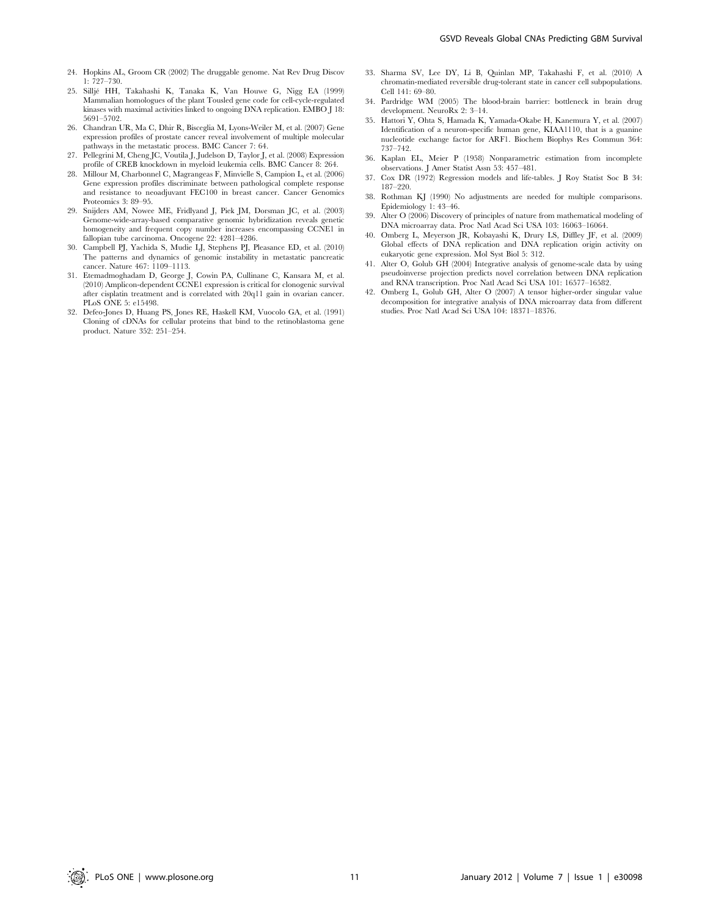24. Hopkins AL, Groom CR (2002) The druggable genome. Nat Rev Drug Discov 1: 727–730.
25. Silljé HH, Takahashi K, Tanaka K, Van Houwe G, Nigg EA (1999) Mammalian homologues of the plant Tousled gene code for cell-cycle-regulated kinases with maximal activities linked to ongoing DNA replication. EMBO J 18: 5691–5702.
26. Chandran UR, Ma C, Dhir R, Bisceglia M, Lyons-Weiler M, et al. (2007) Gene expression profiles of prostate cancer reveal involvement of multiple molecular pathways in the metastatic process. BMC Cancer 7: 64.
27. Pellegrini M, Cheng JC, Voutila J, Judelson D, Taylor J, et al. (2008) Expression profile of CREB knockdown in myeloid leukemia cells. BMC Cancer 8: 264.
28. Millour M, Charbonnel C, Magrangeas F, Minvielle S, Campion L, et al. (2006) Gene expression profiles discriminate between pathological complete response and resistance to neoadjuvant FEC100 in breast cancer. Cancer Genomics Proteomics 3: 89–95.
29. Snijders AM, Nowee ME, Fridlyand J, Piek JM, Dorsman JC, et al. (2003) Genome-wide-array-based comparative genomic hybridization reveals genetic homogeneity and frequent copy number increases encompassing CCNE1 in fallopian tube carcinoma. Oncogene 22: 4281–4286.
30. Campbell PJ, Yachida S, Mudie LJ, Stephens PJ, Pleasance ED, et al. (2010) The patterns and dynamics of genomic instability in metastatic pancreatic cancer. Nature 467: 1109–1113.
31. Etemadmoghadam D, George J, Cowin PA, Cullinane C, Kansara M, et al. (2010) Amplicon-dependent CCNE1 expression is critical for clonogenic survival after cisplatin treatment and is correlated with 20q11 gain in ovarian cancer. PLoS ONE 5: e15498.
32. Defeo-Jones D, Huang PS, Jones RE, Haskell KM, Vuocolo GA, et al. (1991) Cloning of cDNAs for cellular proteins that bind to the retinoblastoma gene product. Nature 352: 251–254.
33. Sharma SV, Lee DY, Li B, Quinlan MP, Takahashi F, et al. (2010) A chromatin-mediated reversible drug-tolerant state in cancer cell subpopulations. Cell 141: 69–80.
34. Pardridge WM (2005) The blood-brain barrier: bottleneck in brain drug development. NeuroRx 2: 3–14.
35. Hattori Y, Ohta S, Hamada K, Yamada-Okabe H, Kanemura Y, et al. (2007) Identification of a neuron-specific human gene, KIAA1110, that is a guanine nucleotide exchange factor for ARF1. Biochem Biophys Res Commun 364: 737–742.
36. Kaplan EL, Meier P (1958) Nonparametric estimation from incomplete observations. J Amer Statist Assn 53: 457–481.
37. Cox DR (1972) Regression models and life-tables. J Roy Statist Soc B 34: 187–220.
38. Rothman KJ (1990) No adjustments are needed for multiple comparisons. Epidemiology 1: 43–46.
39. Alter O (2006) Discovery of principles of nature from mathematical modeling of DNA microarray data. Proc Natl Acad Sci USA 103: 16063–16064.
40. Omberg L, Meyerson JR, Kobayashi K, Drury LS, Diffley JF, et al. (2009) Global effects of DNA replication and DNA replication origin activity on eukaryotic gene expression. Mol Syst Biol 5: 312.
41. Alter O, Golub GH (2004) Integrative analysis of genome-scale data by using pseudoinverse projection predicts novel correlation between DNA replication and RNA transcription. Proc Natl Acad Sci USA 101: 16577–16582.
42. Omberg L, Golub GH, Alter O (2007) A tensor higher-order singular value decomposition for integrative analysis of DNA microarray data from different studies. Proc Natl Acad Sci USA 104: 18371–18376.